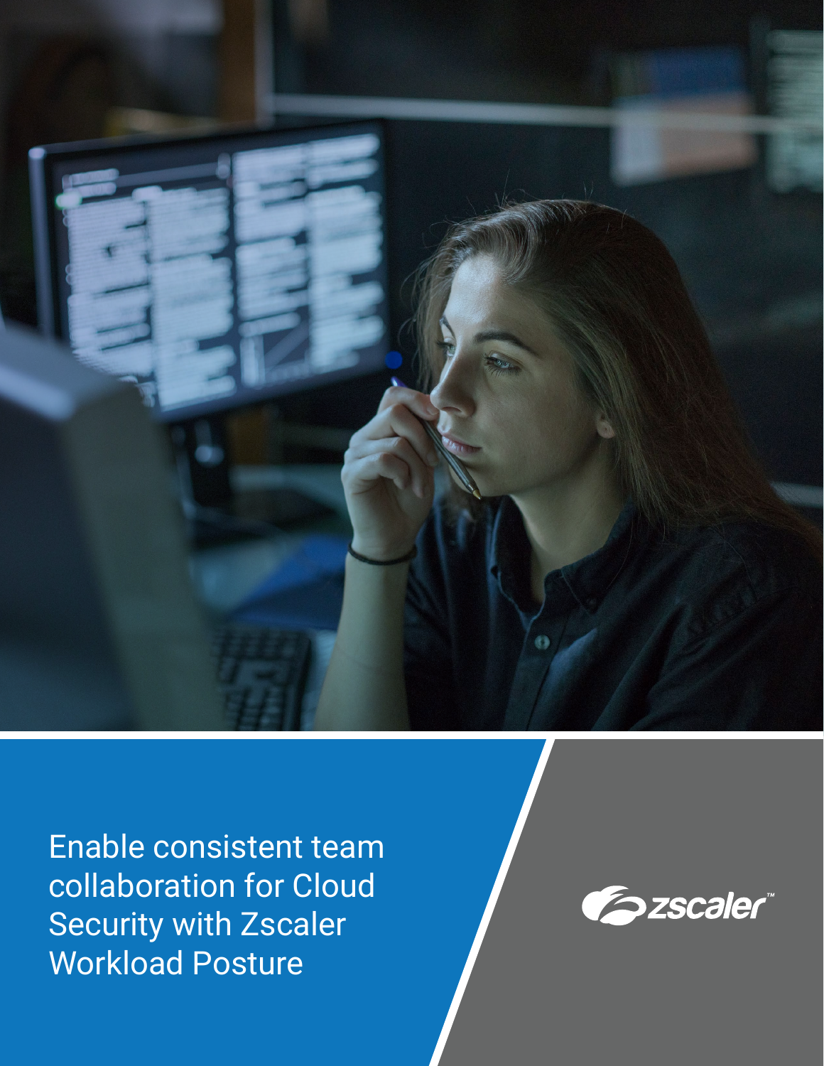# Enable consistent team collaboration for Cloud Security with Zscaler Workload Posture

zscaler™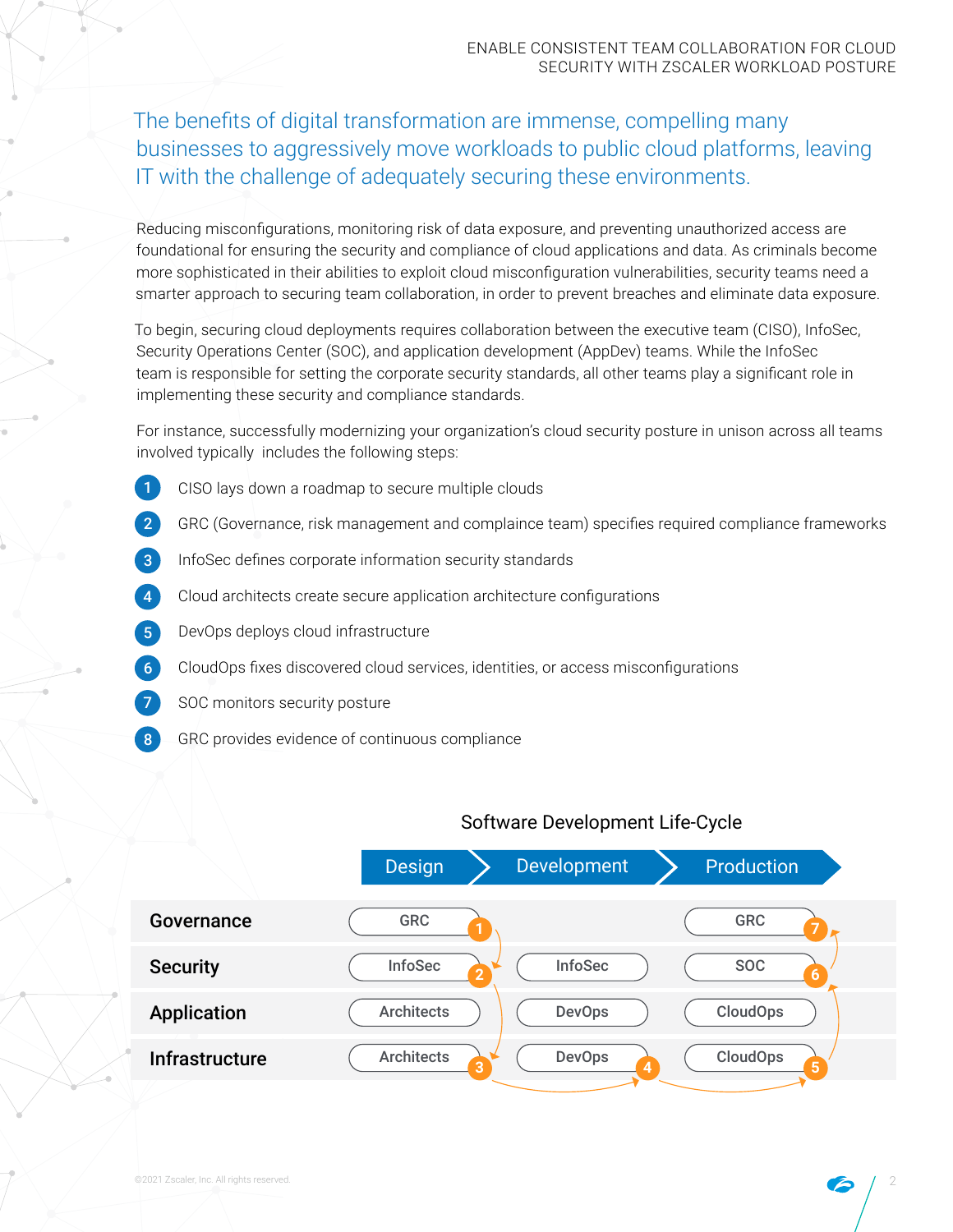The benefits of digital transformation are immense, compelling many businesses to aggressively move workloads to public cloud platforms, leaving IT with the challenge of adequately securing these environments.

Reducing misconfigurations, monitoring risk of data exposure, and preventing unauthorized access are foundational for ensuring the security and compliance of cloud applications and data. As criminals become more sophisticated in their abilities to exploit cloud misconfiguration vulnerabilities, security teams need a smarter approach to securing team collaboration, in order to prevent breaches and eliminate data exposure.

To begin, securing cloud deployments requires collaboration between the executive team (CISO), InfoSec, Security Operations Center (SOC), and application development (AppDev) teams. While the InfoSec team is responsible for setting the corporate security standards, all other teams play a significant role in implementing these security and compliance standards.

For instance, successfully modernizing your organization's cloud security posture in unison across all teams involved typically includes the following steps:

1. CISO lays down a roadmap to secure multiple clouds
2. GRC (Governance, risk management and complaince team) specifies required compliance frameworks
3. InfoSec defines corporate information security standards
4. Cloud architects create secure application architecture configurations
5. DevOps deploys cloud infrastructure
6. CloudOps fixes discovered cloud services, identities, or access misconfigurations
7. SOC monitors security posture
8. GRC provides evidence of continuous compliance

**Software Development Life-Cycle**

| | Design | Development | Production |
|---|---|---|---|
| **Governance** | GRC (1) | | GRC (7) |
| **Security** | InfoSec (2) | InfoSec | SOC (6) |
| **Application** | Architects | DevOps | CloudOps |
| **Infrastructure** | Architects (3) | DevOps (4) | CloudOps (5) |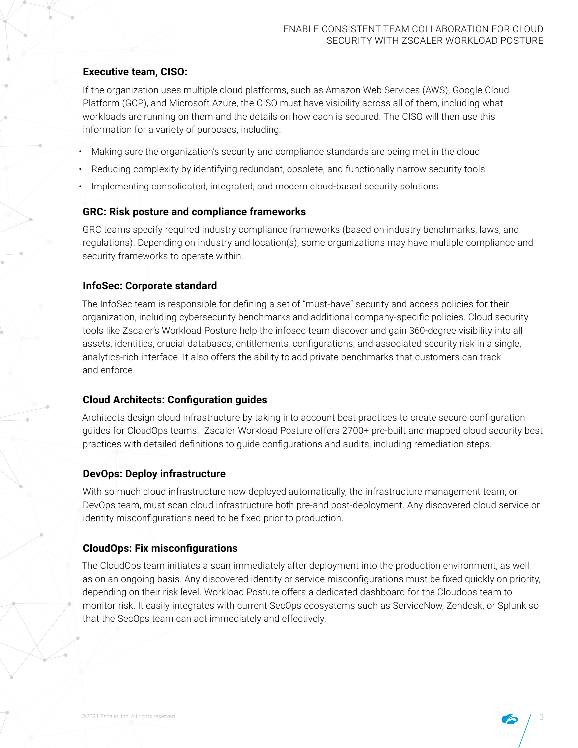### Executive team, CISO:

If the organization uses multiple cloud platforms, such as Amazon Web Services (AWS), Google Cloud Platform (GCP), and Microsoft Azure, the CISO must have visibility across all of them, including what workloads are running on them and the details on how each is secured. The CISO will then use this information for a variety of purposes, including:

- Making sure the organization's security and compliance standards are being met in the cloud
- Reducing complexity by identifying redundant, obsolete, and functionally narrow security tools
- Implementing consolidated, integrated, and modern cloud-based security solutions

### GRC: Risk posture and compliance frameworks

GRC teams specify required industry compliance frameworks (based on industry benchmarks, laws, and regulations). Depending on industry and location(s), some organizations may have multiple compliance and security frameworks to operate within.

### InfoSec: Corporate standard

The InfoSec team is responsible for defining a set of "must-have" security and access policies for their organization, including cybersecurity benchmarks and additional company-specific policies. Cloud security tools like Zscaler's Workload Posture help the infosec team discover and gain 360-degree visibility into all assets, identities, crucial databases, entitlements, configurations, and associated security risk in a single, analytics-rich interface. It also offers the ability to add private benchmarks that customers can track and enforce.

### Cloud Architects: Configuration guides

Architects design cloud infrastructure by taking into account best practices to create secure configuration guides for CloudOps teams. Zscaler Workload Posture offers 2700+ pre-built and mapped cloud security best practices with detailed definitions to guide configurations and audits, including remediation steps.

### DevOps: Deploy infrastructure

With so much cloud infrastructure now deployed automatically, the infrastructure management team, or DevOps team, must scan cloud infrastructure both pre-and post-deployment. Any discovered cloud service or identity misconfigurations need to be fixed prior to production.

### CloudOps: Fix misconfigurations

The CloudOps team initiates a scan immediately after deployment into the production environment, as well as on an ongoing basis. Any discovered identity or service misconfigurations must be fixed quickly on priority, depending on their risk level. Workload Posture offers a dedicated dashboard for the Cloudops team to monitor risk. It easily integrates with current SecOps ecosystems such as ServiceNow, Zendesk, or Splunk so that the SecOps team can act immediately and effectively.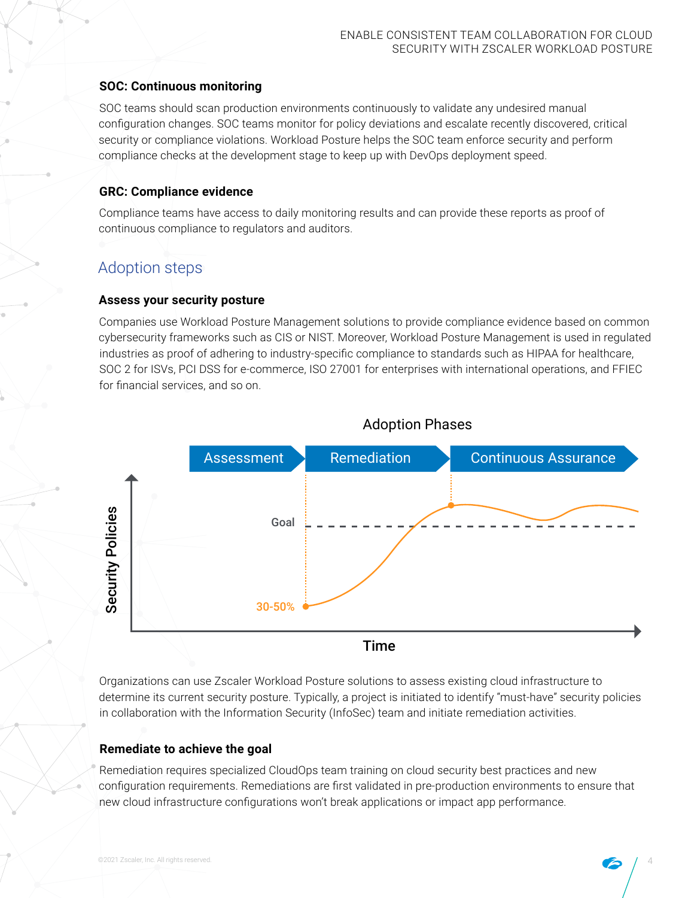### SOC: Continuous monitoring

SOC teams should scan production environments continuously to validate any undesired manual configuration changes. SOC teams monitor for policy deviations and escalate recently discovered, critical security or compliance violations. Workload Posture helps the SOC team enforce security and perform compliance checks at the development stage to keep up with DevOps deployment speed.

### GRC: Compliance evidence

Compliance teams have access to daily monitoring results and can provide these reports as proof of continuous compliance to regulators and auditors.

## Adoption steps

### Assess your security posture

Companies use Workload Posture Management solutions to provide compliance evidence based on common cybersecurity frameworks such as CIS or NIST. Moreover, Workload Posture Management is used in regulated industries as proof of adhering to industry-specific compliance to standards such as HIPAA for healthcare, SOC 2 for ISVs, PCI DSS for e-commerce, ISO 27001 for enterprises with international operations, and FFIEC for financial services, and so on.

Adoption Phases

Assessment → Remediation → Continuous Assurance

Security Policies | Goal | 30-50% | Time

Organizations can use Zscaler Workload Posture solutions to assess existing cloud infrastructure to determine its current security posture. Typically, a project is initiated to identify "must-have" security policies in collaboration with the Information Security (InfoSec) team and initiate remediation activities.

### Remediate to achieve the goal

Remediation requires specialized CloudOps team training on cloud security best practices and new configuration requirements. Remediations are first validated in pre-production environments to ensure that new cloud infrastructure configurations won't break applications or impact app performance.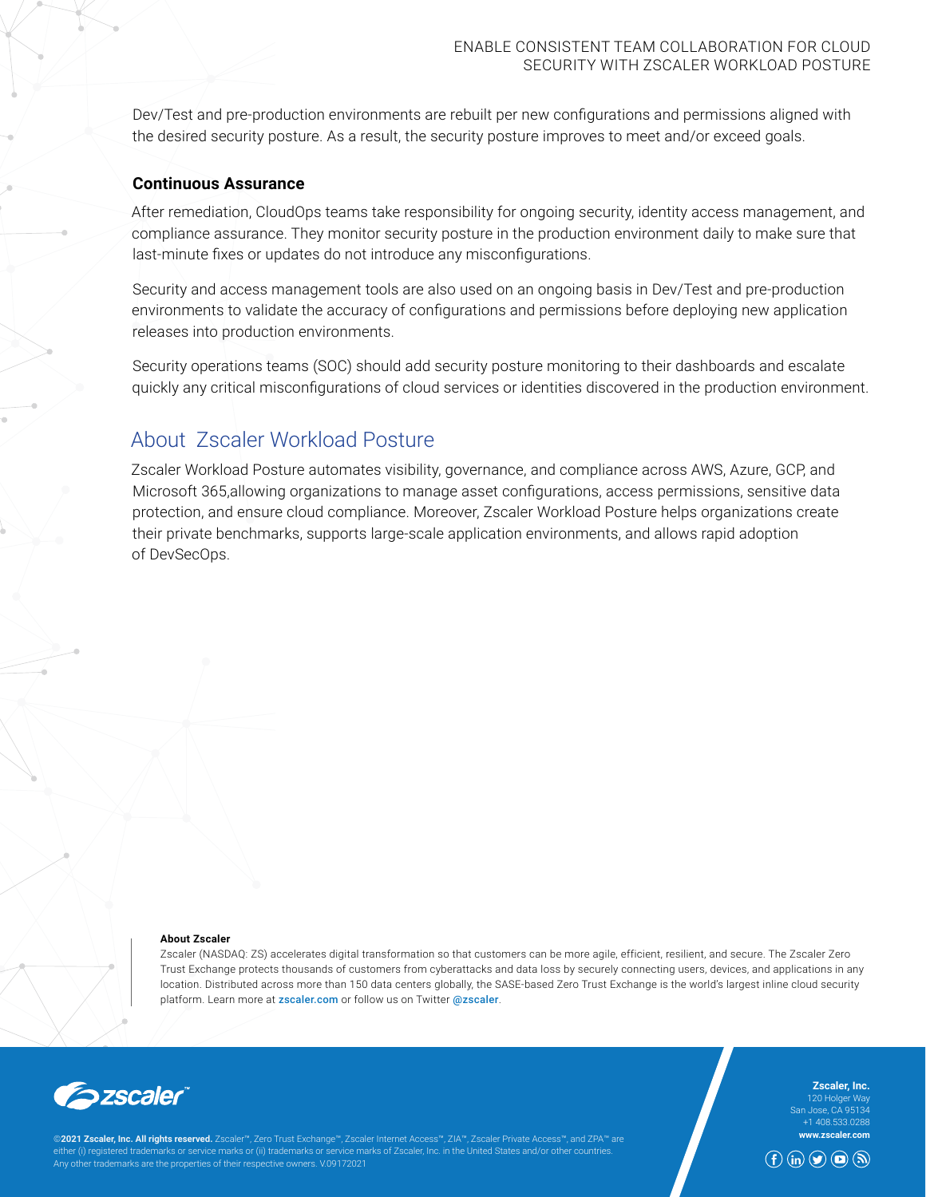Dev/Test and pre-production environments are rebuilt per new configurations and permissions aligned with the desired security posture. As a result, the security posture improves to meet and/or exceed goals.

### Continuous Assurance

After remediation, CloudOps teams take responsibility for ongoing security, identity access management, and compliance assurance. They monitor security posture in the production environment daily to make sure that last-minute fixes or updates do not introduce any misconfigurations.

Security and access management tools are also used on an ongoing basis in Dev/Test and pre-production environments to validate the accuracy of configurations and permissions before deploying new application releases into production environments.

Security operations teams (SOC) should add security posture monitoring to their dashboards and escalate quickly any critical misconfigurations of cloud services or identities discovered in the production environment.

## About Zscaler Workload Posture

Zscaler Workload Posture automates visibility, governance, and compliance across AWS, Azure, GCP, and Microsoft 365,allowing organizations to manage asset configurations, access permissions, sensitive data protection, and ensure cloud compliance. Moreover, Zscaler Workload Posture helps organizations create their private benchmarks, supports large-scale application environments, and allows rapid adoption of DevSecOps.

**About Zscaler**

Zscaler (NASDAQ: ZS) accelerates digital transformation so that customers can be more agile, efficient, resilient, and secure. The Zscaler Zero Trust Exchange protects thousands of customers from cyberattacks and data loss by securely connecting users, devices, and applications in any location. Distributed across more than 150 data centers globally, the SASE-based Zero Trust Exchange is the world's largest inline cloud security platform. Learn more at **zscaler.com** or follow us on Twitter **@zscaler**.

**©2021 Zscaler, Inc. All rights reserved.** Zscaler™, Zero Trust Exchange™, Zscaler Internet Access™, ZIA™, Zscaler Private Access™, and ZPA™ are either (i) registered trademarks or service marks or (ii) trademarks or service marks of Zscaler, Inc. in the United States and/or other countries. Any other trademarks are the properties of their respective owners. V.09172021

**Zscaler, Inc.**
120 Holger Way
San Jose, CA 95134
+1 408.533.0288
**www.zscaler.com**